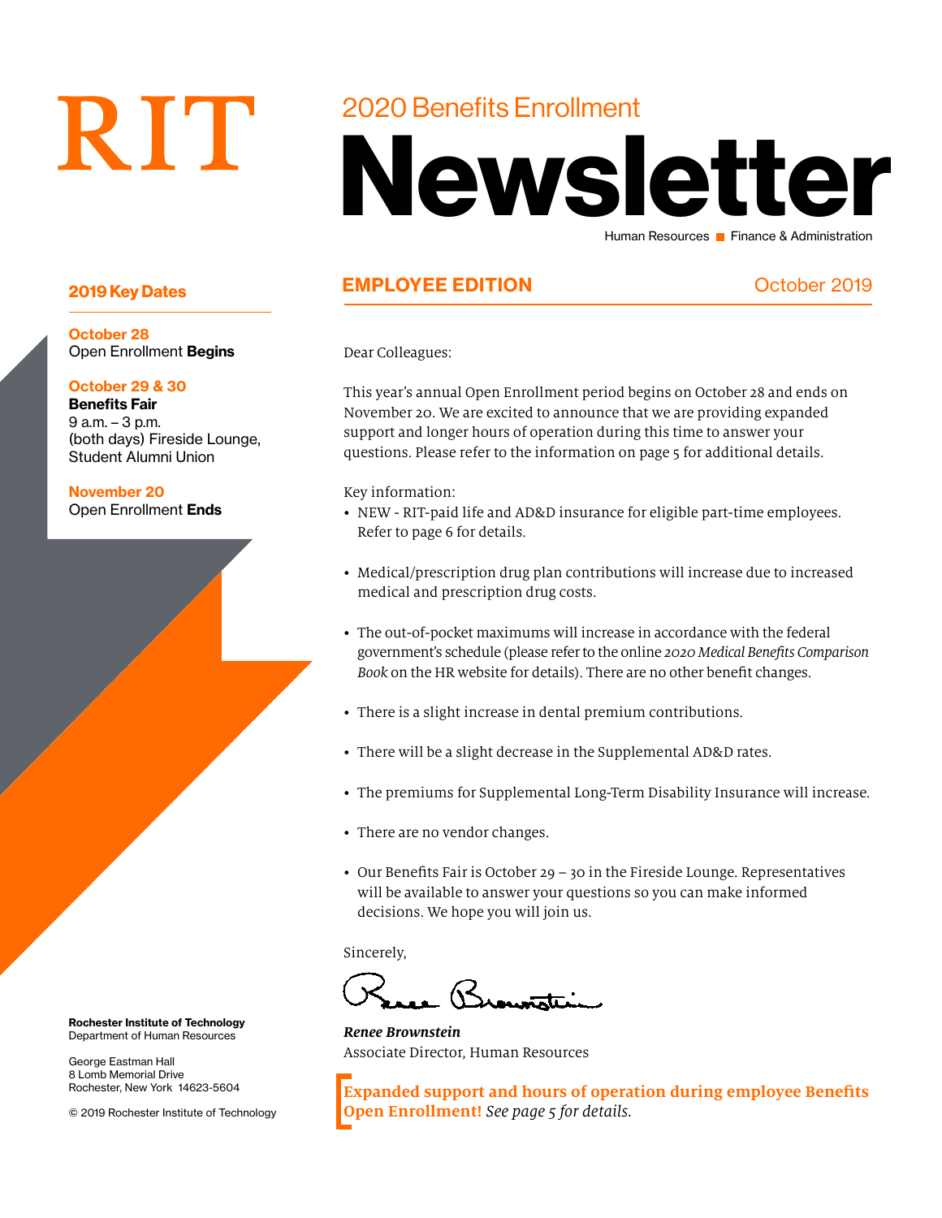RIT

# 2020 Benefits Enrollment Newsletter

Human Resources ■ Finance & Administration

## EMPLOYEE EDITION

October 2019

### 2019 Key Dates

**October 28**
Open Enrollment **Begins**

**October 29 & 30**
**Benefits Fair**
9 a.m. – 3 p.m.
(both days) Fireside Lounge, Student Alumni Union

**November 20**
Open Enrollment **Ends**

Dear Colleagues:

This year's annual Open Enrollment period begins on October 28 and ends on November 20. We are excited to announce that we are providing expanded support and longer hours of operation during this time to answer your questions. Please refer to the information on page 5 for additional details.

Key information:

- NEW - RIT-paid life and AD&D insurance for eligible part-time employees. Refer to page 6 for details.
- Medical/prescription drug plan contributions will increase due to increased medical and prescription drug costs.
- The out-of-pocket maximums will increase in accordance with the federal government's schedule (please refer to the online *2020 Medical Benefits Comparison Book* on the HR website for details). There are no other benefit changes.
- There is a slight increase in dental premium contributions.
- There will be a slight decrease in the Supplemental AD&D rates.
- The premiums for Supplemental Long-Term Disability Insurance will increase.
- There are no vendor changes.
- Our Benefits Fair is October 29 – 30 in the Fireside Lounge. Representatives will be available to answer your questions so you can make informed decisions. We hope you will join us.

Sincerely,

***Renee Brownstein***
Associate Director, Human Resources

**Expanded support and hours of operation during employee Benefits Open Enrollment!** *See page 5 for details.*

**Rochester Institute of Technology**
Department of Human Resources

George Eastman Hall
8 Lomb Memorial Drive
Rochester, New York 14623-5604

© 2019 Rochester Institute of Technology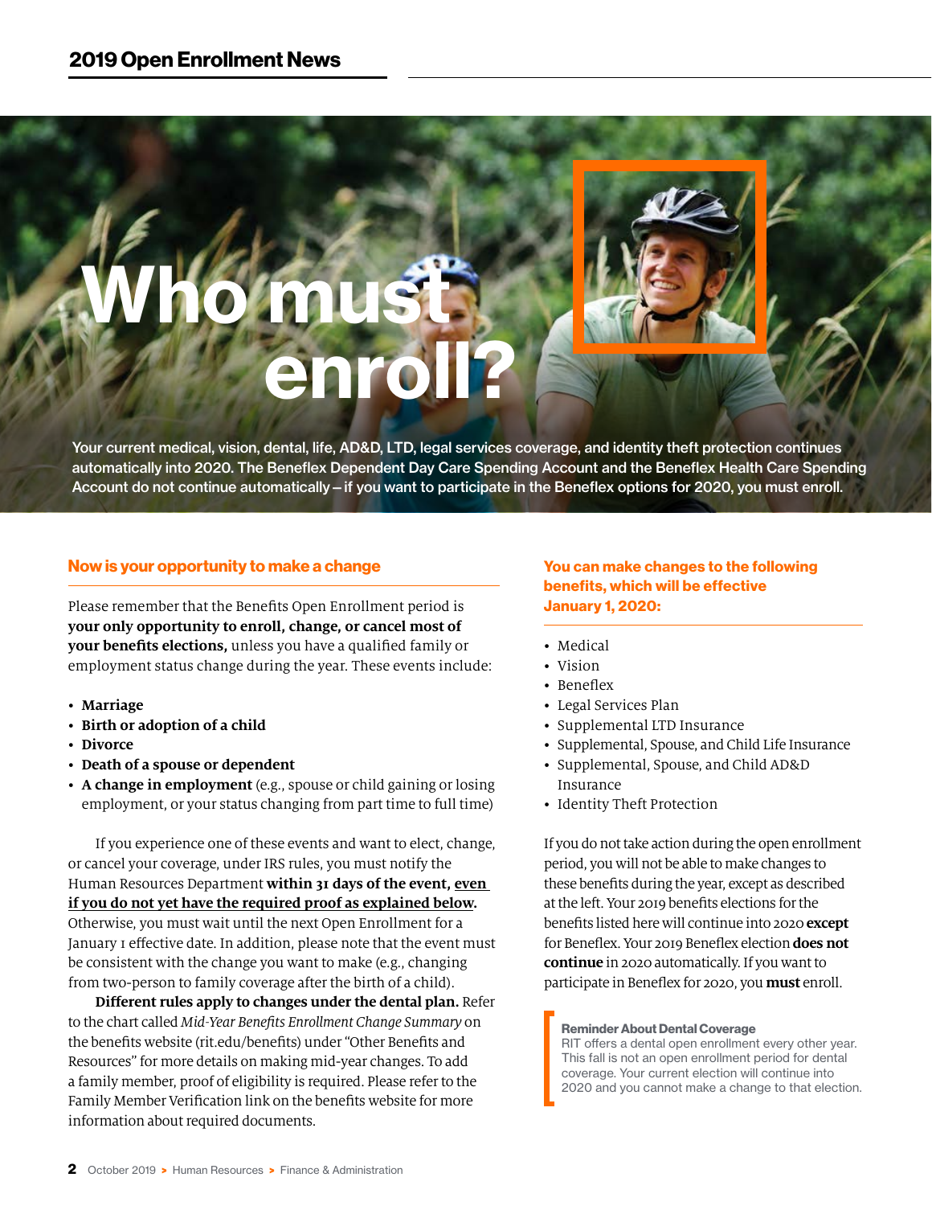# Who must enroll?

Your current medical, vision, dental, life, AD&D, LTD, legal services coverage, and identity theft protection continues automatically into 2020. The Beneflex Dependent Day Care Spending Account and the Beneflex Health Care Spending Account do not continue automatically – if you want to participate in the Beneflex options for 2020, you must enroll.

## Now is your opportunity to make a change

Please remember that the Benefits Open Enrollment period is **your only opportunity to enroll, change, or cancel most of your benefits elections,** unless you have a qualified family or employment status change during the year. These events include:

- **Marriage**
- **Birth or adoption of a child**
- **Divorce**
- **Death of a spouse or dependent**
- **A change in employment** (e.g., spouse or child gaining or losing employment, or your status changing from part time to full time)

If you experience one of these events and want to elect, change, or cancel your coverage, under IRS rules, you must notify the Human Resources Department **within 31 days of the event, even if you do not yet have the required proof as explained below.** Otherwise, you must wait until the next Open Enrollment for a January 1 effective date. In addition, please note that the event must be consistent with the change you want to make (e.g., changing from two-person to family coverage after the birth of a child).

**Different rules apply to changes under the dental plan.** Refer to the chart called *Mid-Year Benefits Enrollment Change Summary* on the benefits website (rit.edu/benefits) under "Other Benefits and Resources" for more details on making mid-year changes. To add a family member, proof of eligibility is required. Please refer to the Family Member Verification link on the benefits website for more information about required documents.

## You can make changes to the following benefits, which will be effective January 1, 2020:

- Medical
- Vision
- Beneflex
- Legal Services Plan
- Supplemental LTD Insurance
- Supplemental, Spouse, and Child Life Insurance
- Supplemental, Spouse, and Child AD&D Insurance
- Identity Theft Protection

If you do not take action during the open enrollment period, you will not be able to make changes to these benefits during the year, except as described at the left. Your 2019 benefits elections for the benefits listed here will continue into 2020 **except** for Beneflex. Your 2019 Beneflex election **does not continue** in 2020 automatically. If you want to participate in Beneflex for 2020, you **must** enroll.

**Reminder About Dental Coverage**
RIT offers a dental open enrollment every other year. This fall is not an open enrollment period for dental coverage. Your current election will continue into 2020 and you cannot make a change to that election.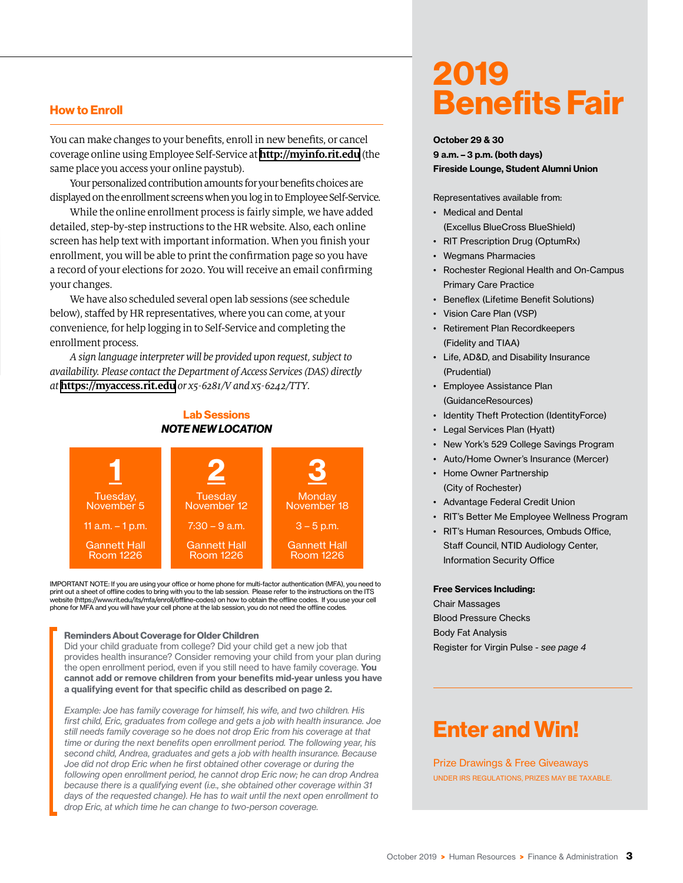## How to Enroll

You can make changes to your benefits, enroll in new benefits, or cancel coverage online using Employee Self-Service at **http://myinfo.rit.edu** (the same place you access your online paystub).

Your personalized contribution amounts for your benefits choices are displayed on the enrollment screens when you log in to Employee Self-Service.

While the online enrollment process is fairly simple, we have added detailed, step-by-step instructions to the HR website. Also, each online screen has help text with important information. When you finish your enrollment, you will be able to print the confirmation page so you have a record of your elections for 2020. You will receive an email confirming your changes.

We have also scheduled several open lab sessions (see schedule below), staffed by HR representatives, where you can come, at your convenience, for help logging in to Self-Service and completing the enrollment process.

*A sign language interpreter will be provided upon request, subject to availability. Please contact the Department of Access Services (DAS) directly at* **https://myaccess.rit.edu** *or x5-6281/V and x5-6242/TTY.*

### Lab Sessions

***NOTE NEW LOCATION***

| 1 | 2 | 3 |
|---|---|---|
| Tuesday, November 5 | Tuesday November 12 | Monday November 18 |
| 11 a.m. – 1 p.m. | 7:30 – 9 a.m. | 3 – 5 p.m. |
| Gannett Hall Room 1226 | Gannett Hall Room 1226 | Gannett Hall Room 1226 |

IMPORTANT NOTE: If you are using your office or home phone for multi-factor authentication (MFA), you need to print out a sheet of offline codes to bring with you to the lab session. Please refer to the instructions on the ITS website (https://www.rit.edu/its/mfa/enroll/offline-codes) on how to obtain the offline codes. If you use your cell phone for MFA and you will have your cell phone at the lab session, you do not need the offline codes.

**Reminders About Coverage for Older Children**

Did your child graduate from college? Did your child get a new job that provides health insurance? Consider removing your child from your plan during the open enrollment period, even if you still need to have family coverage. **You cannot add or remove children from your benefits mid-year unless you have a qualifying event for that specific child as described on page 2.**

*Example: Joe has family coverage for himself, his wife, and two children. His first child, Eric, graduates from college and gets a job with health insurance. Joe still needs family coverage so he does not drop Eric from his coverage at that time or during the next benefits open enrollment period. The following year, his second child, Andrea, graduates and gets a job with health insurance. Because Joe did not drop Eric when he first obtained other coverage or during the following open enrollment period, he cannot drop Eric now; he can drop Andrea because there is a qualifying event (i.e., she obtained other coverage within 31 days of the requested change). He has to wait until the next open enrollment to drop Eric, at which time he can change to two-person coverage.*

# 2019 Benefits Fair

**October 29 & 30**
**9 a.m. – 3 p.m. (both days)**
**Fireside Lounge, Student Alumni Union**

Representatives available from:

- Medical and Dental (Excellus BlueCross BlueShield)
- RIT Prescription Drug (OptumRx)
- Wegmans Pharmacies
- Rochester Regional Health and On-Campus Primary Care Practice
- Beneflex (Lifetime Benefit Solutions)
- Vision Care Plan (VSP)
- Retirement Plan Recordkeepers (Fidelity and TIAA)
- Life, AD&D, and Disability Insurance (Prudential)
- Employee Assistance Plan (GuidanceResources)
- Identity Theft Protection (IdentityForce)
- Legal Services Plan (Hyatt)
- New York's 529 College Savings Program
- Auto/Home Owner's Insurance (Mercer)
- Home Owner Partnership (City of Rochester)
- Advantage Federal Credit Union
- RIT's Better Me Employee Wellness Program
- RIT's Human Resources, Ombuds Office, Staff Council, NTID Audiology Center, Information Security Office

**Free Services Including:**

Chair Massages
Blood Pressure Checks
Body Fat Analysis
Register for Virgin Pulse - *see page 4*

## Enter and Win!

Prize Drawings & Free Giveaways

UNDER IRS REGULATIONS, PRIZES MAY BE TAXABLE.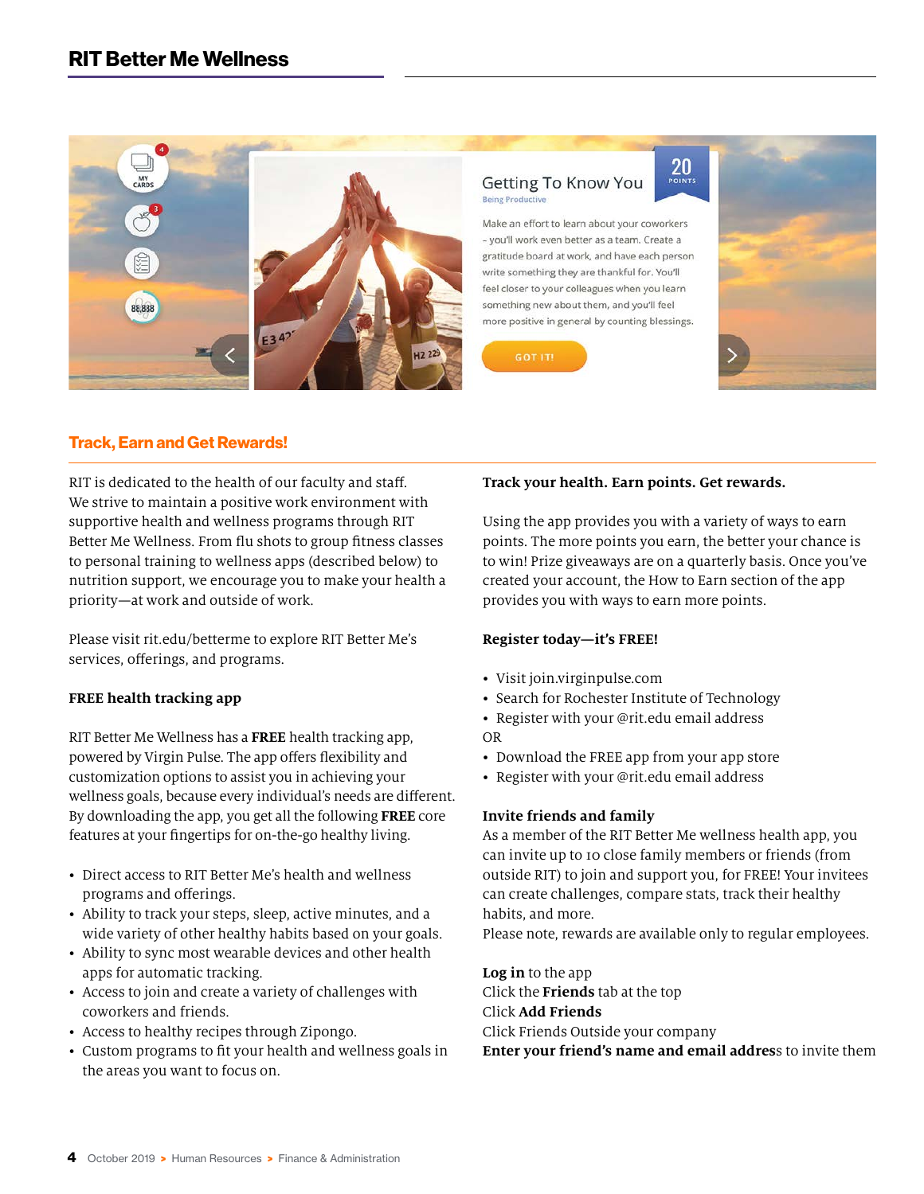## RIT Better Me Wellness

### Track, Earn and Get Rewards!

RIT is dedicated to the health of our faculty and staff. We strive to maintain a positive work environment with supportive health and wellness programs through RIT Better Me Wellness. From flu shots to group fitness classes to personal training to wellness apps (described below) to nutrition support, we encourage you to make your health a priority—at work and outside of work.

Please visit rit.edu/betterme to explore RIT Better Me's services, offerings, and programs.

**FREE health tracking app**

RIT Better Me Wellness has a **FREE** health tracking app, powered by Virgin Pulse. The app offers flexibility and customization options to assist you in achieving your wellness goals, because every individual's needs are different. By downloading the app, you get all the following **FREE** core features at your fingertips for on-the-go healthy living.

- Direct access to RIT Better Me's health and wellness programs and offerings.
- Ability to track your steps, sleep, active minutes, and a wide variety of other healthy habits based on your goals.
- Ability to sync most wearable devices and other health apps for automatic tracking.
- Access to join and create a variety of challenges with coworkers and friends.
- Access to healthy recipes through Zipongo.
- Custom programs to fit your health and wellness goals in the areas you want to focus on.

**Track your health. Earn points. Get rewards.**

Using the app provides you with a variety of ways to earn points. The more points you earn, the better your chance is to win! Prize giveaways are on a quarterly basis. Once you've created your account, the How to Earn section of the app provides you with ways to earn more points.

**Register today—it's FREE!**

- Visit join.virginpulse.com
- Search for Rochester Institute of Technology
- Register with your @rit.edu email address

OR

- Download the FREE app from your app store
- Register with your @rit.edu email address

**Invite friends and family**

As a member of the RIT Better Me wellness health app, you can invite up to 10 close family members or friends (from outside RIT) to join and support you, for FREE! Your invitees can create challenges, compare stats, track their healthy habits, and more.

Please note, rewards are available only to regular employees.

**Log in** to the app
Click the **Friends** tab at the top
Click **Add Friends**
Click Friends Outside your company
**Enter your friend's name and email address** to invite them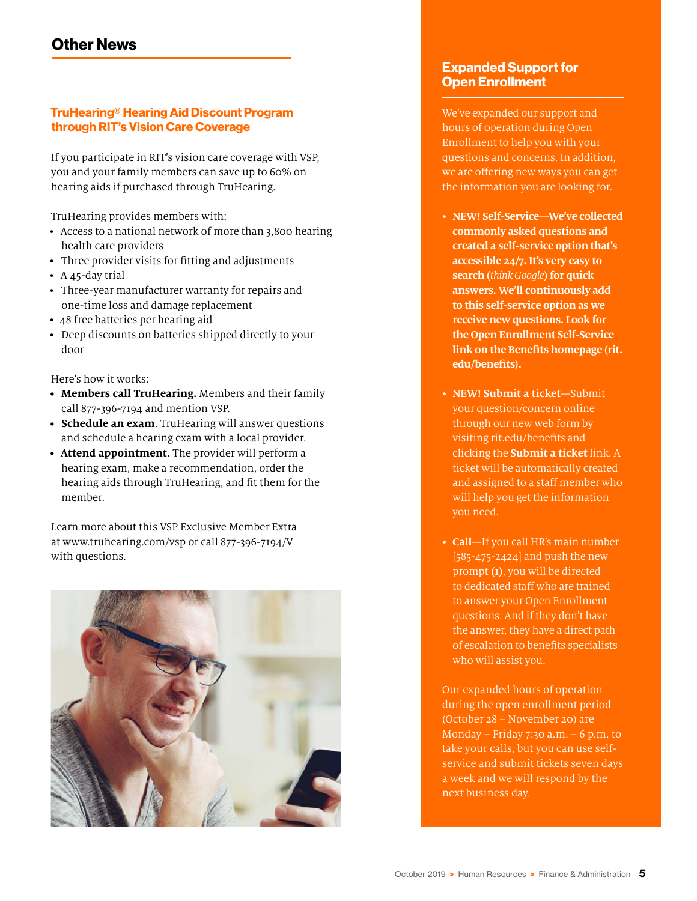## Other News

### TruHearing® Hearing Aid Discount Program through RIT's Vision Care Coverage

If you participate in RIT's vision care coverage with VSP, you and your family members can save up to 60% on hearing aids if purchased through TruHearing.

TruHearing provides members with:

- Access to a national network of more than 3,800 hearing health care providers
- Three provider visits for fitting and adjustments
- A 45-day trial
- Three-year manufacturer warranty for repairs and one-time loss and damage replacement
- 48 free batteries per hearing aid
- Deep discounts on batteries shipped directly to your door

Here's how it works:

- **Members call TruHearing.** Members and their family call 877-396-7194 and mention VSP.
- **Schedule an exam**. TruHearing will answer questions and schedule a hearing exam with a local provider.
- **Attend appointment.** The provider will perform a hearing exam, make a recommendation, order the hearing aids through TruHearing, and fit them for the member.

Learn more about this VSP Exclusive Member Extra at www.truhearing.com/vsp or call 877-396-7194/V with questions.

### Expanded Support for Open Enrollment

We've expanded our support and hours of operation during Open Enrollment to help you with your questions and concerns. In addition, we are offering new ways you can get the information you are looking for.

- **NEW! Self-Service—We've collected commonly asked questions and created a self-service option that's accessible 24/7. It's very easy to search (*think Google*) for quick answers. We'll continuously add to this self-service option as we receive new questions. Look for the Open Enrollment Self-Service link on the Benefits homepage (rit.edu/benefits).**
- **NEW! Submit a ticket**—Submit your question/concern online through our new web form by visiting rit.edu/benefits and clicking the **Submit a ticket** link. A ticket will be automatically created and assigned to a staff member who will help you get the information you need.
- **Call**—If you call HR's main number [585-475-2424] and push the new prompt **(1)**, you will be directed to dedicated staff who are trained to answer your Open Enrollment questions. And if they don't have the answer, they have a direct path of escalation to benefits specialists who will assist you.

Our expanded hours of operation during the open enrollment period (October 28 – November 20) are Monday – Friday 7:30 a.m. – 6 p.m. to take your calls, but you can use self-service and submit tickets seven days a week and we will respond by the next business day.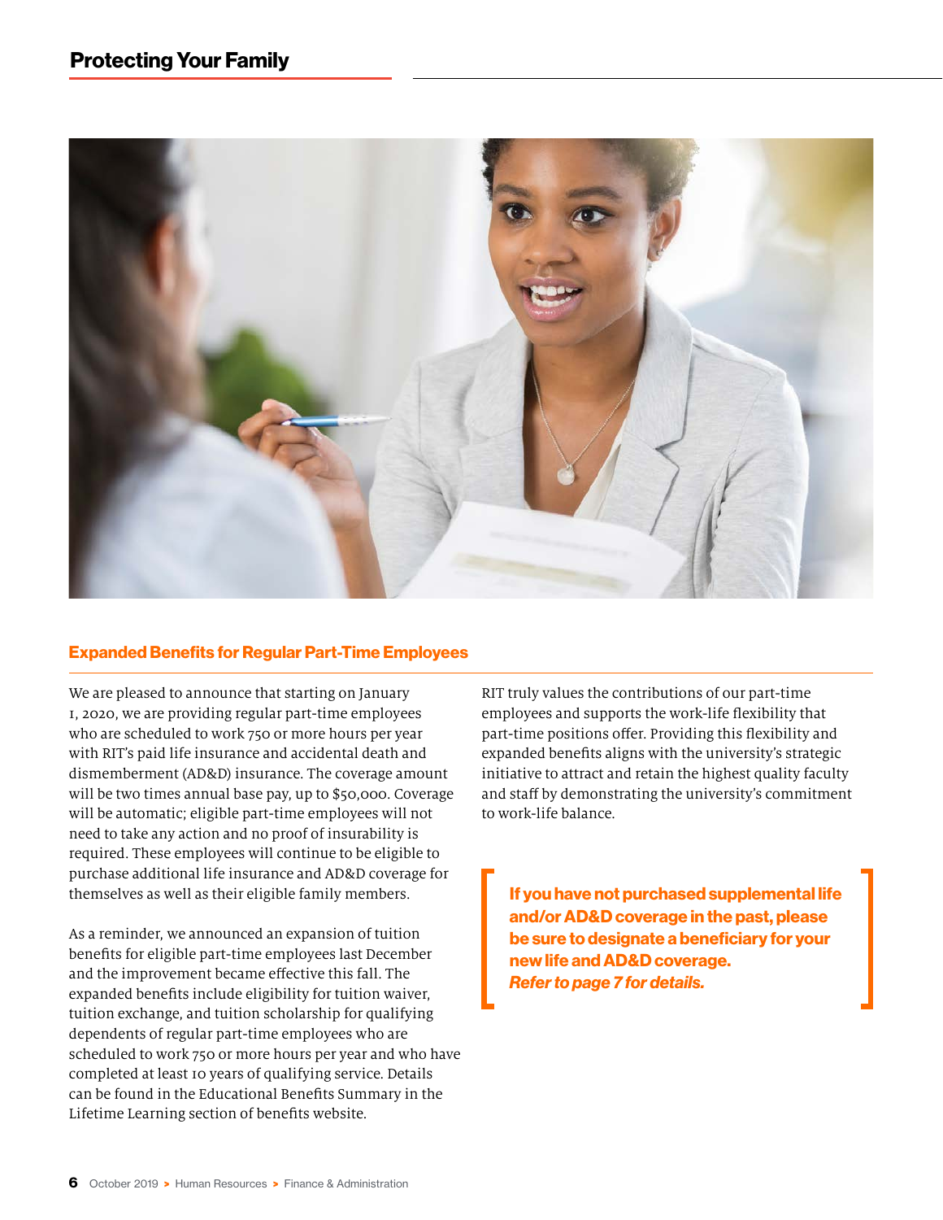## Protecting Your Family

### Expanded Benefits for Regular Part-Time Employees

We are pleased to announce that starting on January 1, 2020, we are providing regular part-time employees who are scheduled to work 750 or more hours per year with RIT's paid life insurance and accidental death and dismemberment (AD&D) insurance. The coverage amount will be two times annual base pay, up to $50,000. Coverage will be automatic; eligible part-time employees will not need to take any action and no proof of insurability is required. These employees will continue to be eligible to purchase additional life insurance and AD&D coverage for themselves as well as their eligible family members.

As a reminder, we announced an expansion of tuition benefits for eligible part-time employees last December and the improvement became effective this fall. The expanded benefits include eligibility for tuition waiver, tuition exchange, and tuition scholarship for qualifying dependents of regular part-time employees who are scheduled to work 750 or more hours per year and who have completed at least 10 years of qualifying service. Details can be found in the Educational Benefits Summary in the Lifetime Learning section of benefits website.

RIT truly values the contributions of our part-time employees and supports the work-life flexibility that part-time positions offer. Providing this flexibility and expanded benefits aligns with the university's strategic initiative to attract and retain the highest quality faculty and staff by demonstrating the university's commitment to work-life balance.

**If you have not purchased supplemental life and/or AD&D coverage in the past, please be sure to designate a beneficiary for your new life and AD&D coverage.**
***Refer to page 7 for details.***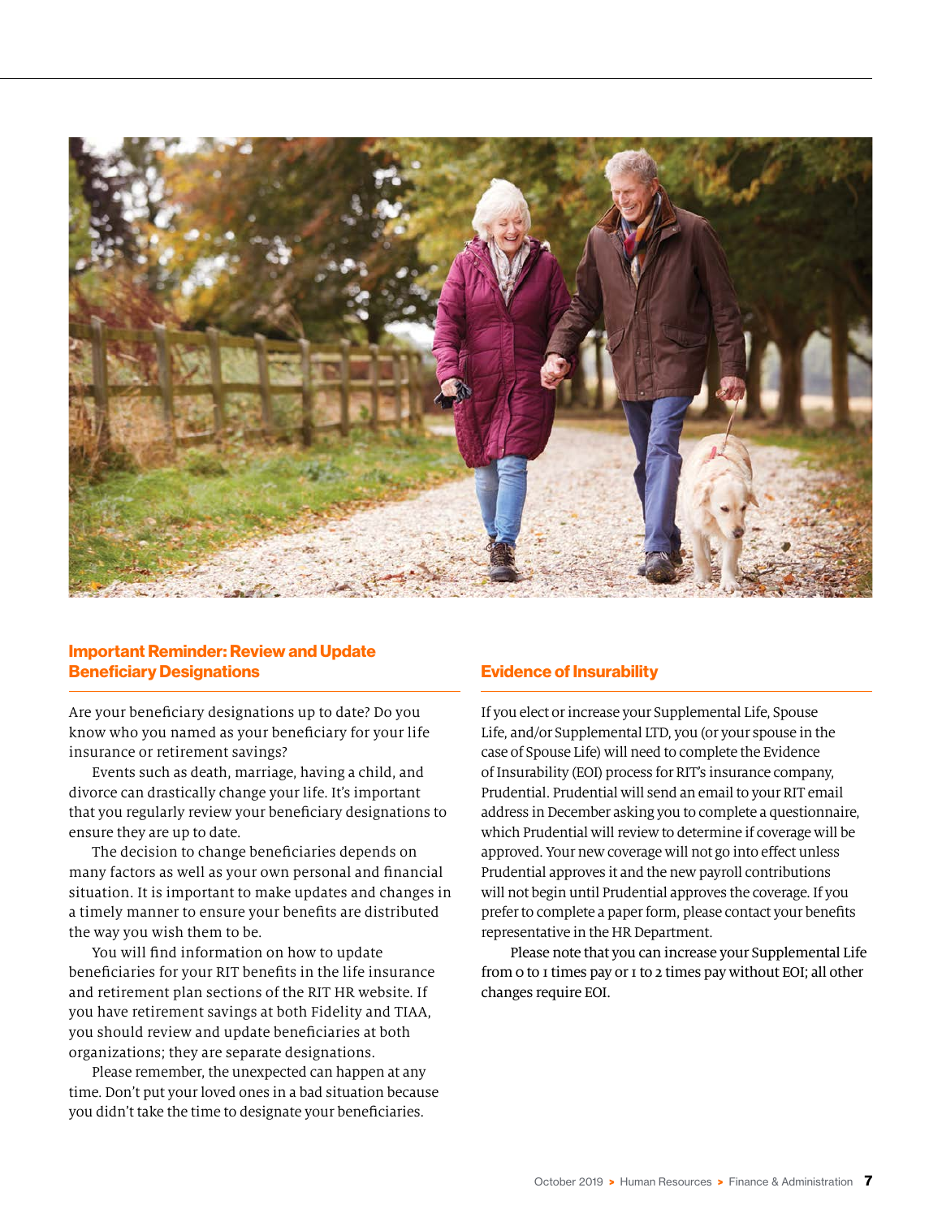## Important Reminder: Review and Update Beneficiary Designations

Are your beneficiary designations up to date? Do you know who you named as your beneficiary for your life insurance or retirement savings?

Events such as death, marriage, having a child, and divorce can drastically change your life. It's important that you regularly review your beneficiary designations to ensure they are up to date.

The decision to change beneficiaries depends on many factors as well as your own personal and financial situation. It is important to make updates and changes in a timely manner to ensure your benefits are distributed the way you wish them to be.

You will find information on how to update beneficiaries for your RIT benefits in the life insurance and retirement plan sections of the RIT HR website. If you have retirement savings at both Fidelity and TIAA, you should review and update beneficiaries at both organizations; they are separate designations.

Please remember, the unexpected can happen at any time. Don't put your loved ones in a bad situation because you didn't take the time to designate your beneficiaries.

## Evidence of Insurability

If you elect or increase your Supplemental Life, Spouse Life, and/or Supplemental LTD, you (or your spouse in the case of Spouse Life) will need to complete the Evidence of Insurability (EOI) process for RIT's insurance company, Prudential. Prudential will send an email to your RIT email address in December asking you to complete a questionnaire, which Prudential will review to determine if coverage will be approved. Your new coverage will not go into effect unless Prudential approves it and the new payroll contributions will not begin until Prudential approves the coverage. If you prefer to complete a paper form, please contact your benefits representative in the HR Department.

Please note that you can increase your Supplemental Life from 0 to 1 times pay or 1 to 2 times pay without EOI; all other changes require EOI.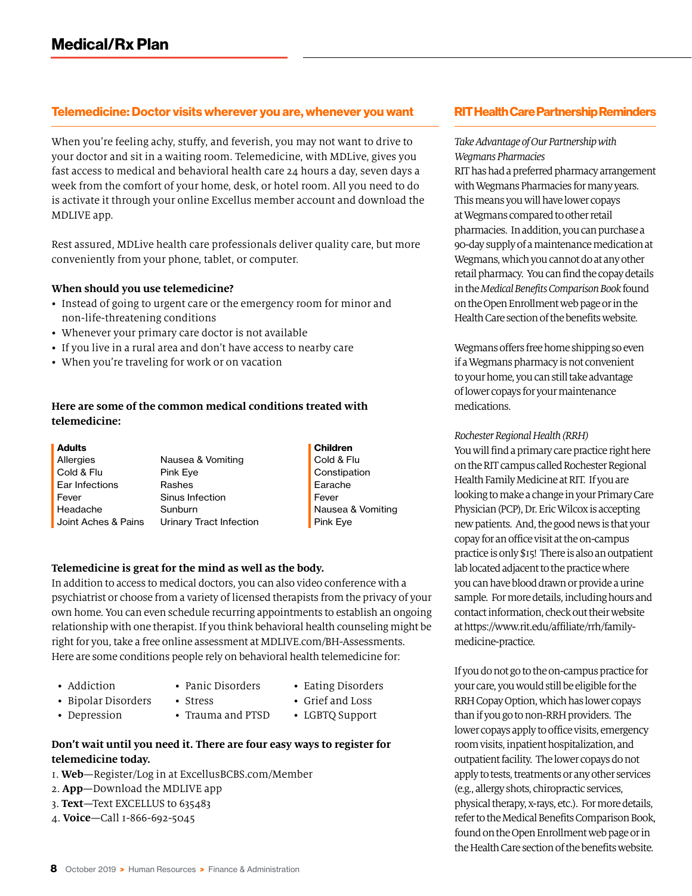# Medical/Rx Plan

## Telemedicine: Doctor visits wherever you are, whenever you want

When you're feeling achy, stuffy, and feverish, you may not want to drive to your doctor and sit in a waiting room. Telemedicine, with MDLive, gives you fast access to medical and behavioral health care 24 hours a day, seven days a week from the comfort of your home, desk, or hotel room. All you need to do is activate it through your online Excellus member account and download the MDLIVE app.

Rest assured, MDLive health care professionals deliver quality care, but more conveniently from your phone, tablet, or computer.

**When should you use telemedicine?**

- Instead of going to urgent care or the emergency room for minor and non-life-threatening conditions
- Whenever your primary care doctor is not available
- If you live in a rural area and don't have access to nearby care
- When you're traveling for work or on vacation

**Here are some of the common medical conditions treated with telemedicine:**

| Adults | | Children |
|---|---|---|
| Allergies | Nausea & Vomiting | Cold & Flu |
| Cold & Flu | Pink Eye | Constipation |
| Ear Infections | Rashes | Earache |
| Fever | Sinus Infection | Fever |
| Headache | Sunburn | Nausea & Vomiting |
| Joint Aches & Pains | Urinary Tract Infection | Pink Eye |

**Telemedicine is great for the mind as well as the body.**
In addition to access to medical doctors, you can also video conference with a psychiatrist or choose from a variety of licensed therapists from the privacy of your own home. You can even schedule recurring appointments to establish an ongoing relationship with one therapist. If you think behavioral health counseling might be right for you, take a free online assessment at MDLIVE.com/BH-Assessments. Here are some conditions people rely on behavioral health telemedicine for:

- Addiction
- Bipolar Disorders
- Depression
- Panic Disorders
- Stress
- Trauma and PTSD
- Eating Disorders
- Grief and Loss
- LGBTQ Support

**Don't wait until you need it. There are four easy ways to register for telemedicine today.**

1. **Web**—Register/Log in at ExcellusBCBS.com/Member
2. **App**—Download the MDLIVE app
3. **Text**—Text EXCELLUS to 635483
4. **Voice**—Call 1-866-692-5045

## RIT Health Care Partnership Reminders

*Take Advantage of Our Partnership with Wegmans Pharmacies*
RIT has had a preferred pharmacy arrangement with Wegmans Pharmacies for many years. This means you will have lower copays at Wegmans compared to other retail pharmacies. In addition, you can purchase a 90-day supply of a maintenance medication at Wegmans, which you cannot do at any other retail pharmacy. You can find the copay details in the *Medical Benefits Comparison Book* found on the Open Enrollment web page or in the Health Care section of the benefits website.

Wegmans offers free home shipping so even if a Wegmans pharmacy is not convenient to your home, you can still take advantage of lower copays for your maintenance medications.

*Rochester Regional Health (RRH)*
You will find a primary care practice right here on the RIT campus called Rochester Regional Health Family Medicine at RIT. If you are looking to make a change in your Primary Care Physician (PCP), Dr. Eric Wilcox is accepting new patients. And, the good news is that your copay for an office visit at the on-campus practice is only $15! There is also an outpatient lab located adjacent to the practice where you can have blood drawn or provide a urine sample. For more details, including hours and contact information, check out their website at https://www.rit.edu/affiliate/rrh/family-medicine-practice.

If you do not go to the on-campus practice for your care, you would still be eligible for the RRH Copay Option, which has lower copays than if you go to non-RRH providers. The lower copays apply to office visits, emergency room visits, inpatient hospitalization, and outpatient facility. The lower copays do not apply to tests, treatments or any other services (e.g., allergy shots, chiropractic services, physical therapy, x-rays, etc.). For more details, refer to the Medical Benefits Comparison Book, found on the Open Enrollment web page or in the Health Care section of the benefits website.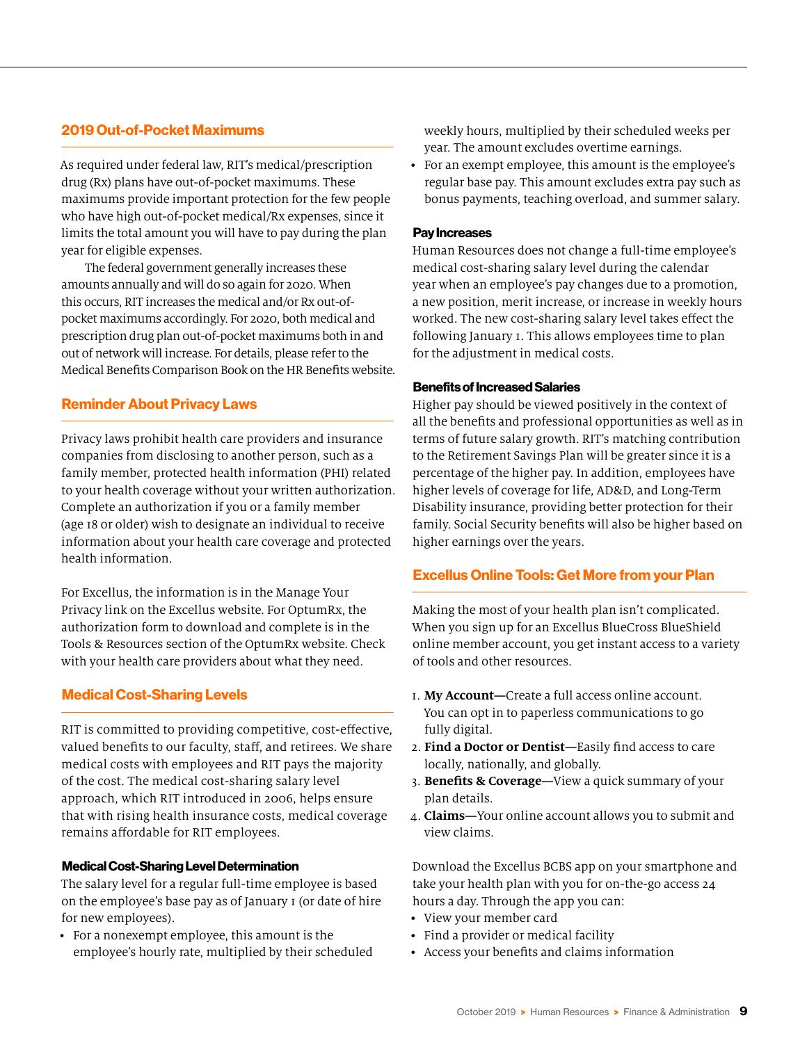## 2019 Out-of-Pocket Maximums

As required under federal law, RIT's medical/prescription drug (Rx) plans have out-of-pocket maximums. These maximums provide important protection for the few people who have high out-of-pocket medical/Rx expenses, since it limits the total amount you will have to pay during the plan year for eligible expenses.

The federal government generally increases these amounts annually and will do so again for 2020. When this occurs, RIT increases the medical and/or Rx out-of-pocket maximums accordingly. For 2020, both medical and prescription drug plan out-of-pocket maximums both in and out of network will increase. For details, please refer to the Medical Benefits Comparison Book on the HR Benefits website.

## Reminder About Privacy Laws

Privacy laws prohibit health care providers and insurance companies from disclosing to another person, such as a family member, protected health information (PHI) related to your health coverage without your written authorization. Complete an authorization if you or a family member (age 18 or older) wish to designate an individual to receive information about your health care coverage and protected health information.

For Excellus, the information is in the Manage Your Privacy link on the Excellus website. For OptumRx, the authorization form to download and complete is in the Tools & Resources section of the OptumRx website. Check with your health care providers about what they need.

## Medical Cost-Sharing Levels

RIT is committed to providing competitive, cost-effective, valued benefits to our faculty, staff, and retirees. We share medical costs with employees and RIT pays the majority of the cost. The medical cost-sharing salary level approach, which RIT introduced in 2006, helps ensure that with rising health insurance costs, medical coverage remains affordable for RIT employees.

### Medical Cost-Sharing Level Determination

The salary level for a regular full-time employee is based on the employee's base pay as of January 1 (or date of hire for new employees).

- For a nonexempt employee, this amount is the employee's hourly rate, multiplied by their scheduled weekly hours, multiplied by their scheduled weeks per year. The amount excludes overtime earnings.
- For an exempt employee, this amount is the employee's regular base pay. This amount excludes extra pay such as bonus payments, teaching overload, and summer salary.

### Pay Increases

Human Resources does not change a full-time employee's medical cost-sharing salary level during the calendar year when an employee's pay changes due to a promotion, a new position, merit increase, or increase in weekly hours worked. The new cost-sharing salary level takes effect the following January 1. This allows employees time to plan for the adjustment in medical costs.

### Benefits of Increased Salaries

Higher pay should be viewed positively in the context of all the benefits and professional opportunities as well as in terms of future salary growth. RIT's matching contribution to the Retirement Savings Plan will be greater since it is a percentage of the higher pay. In addition, employees have higher levels of coverage for life, AD&D, and Long-Term Disability insurance, providing better protection for their family. Social Security benefits will also be higher based on higher earnings over the years.

## Excellus Online Tools: Get More from your Plan

Making the most of your health plan isn't complicated. When you sign up for an Excellus BlueCross BlueShield online member account, you get instant access to a variety of tools and other resources.

1. **My Account**—Create a full access online account. You can opt in to paperless communications to go fully digital.
2. **Find a Doctor or Dentist**—Easily find access to care locally, nationally, and globally.
3. **Benefits & Coverage**—View a quick summary of your plan details.
4. **Claims**—Your online account allows you to submit and view claims.

Download the Excellus BCBS app on your smartphone and take your health plan with you for on-the-go access 24 hours a day. Through the app you can:

- View your member card
- Find a provider or medical facility
- Access your benefits and claims information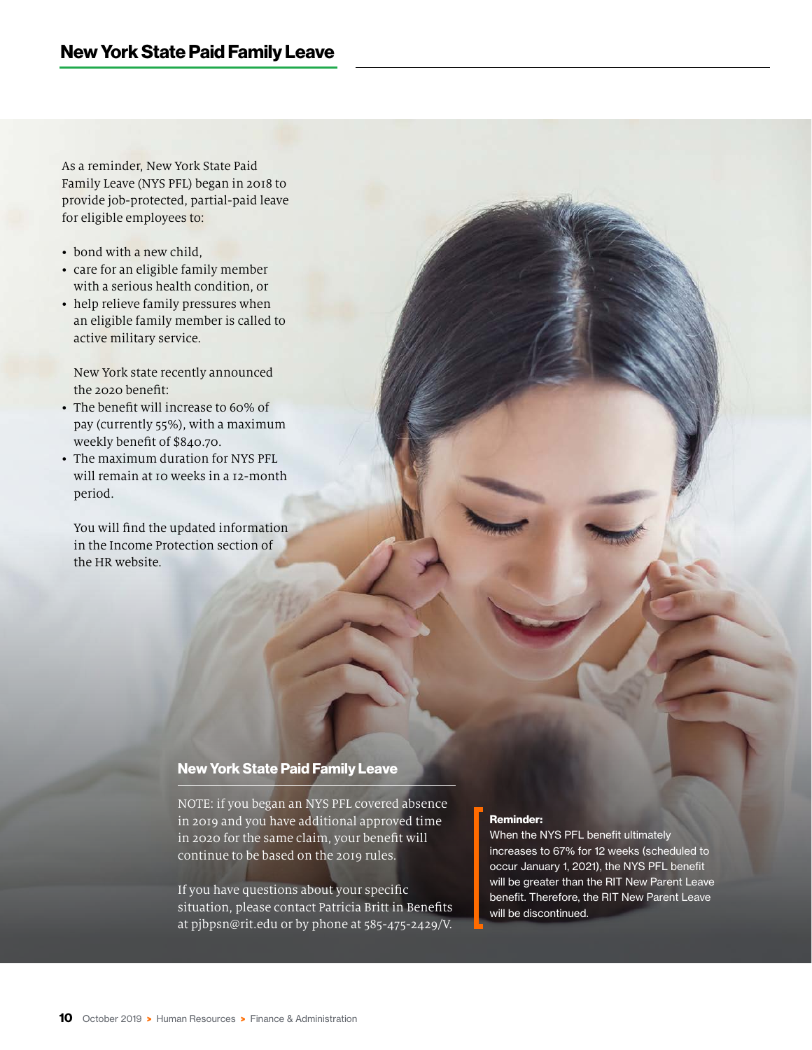# New York State Paid Family Leave

As a reminder, New York State Paid Family Leave (NYS PFL) began in 2018 to provide job-protected, partial-paid leave for eligible employees to:

- bond with a new child,
- care for an eligible family member with a serious health condition, or
- help relieve family pressures when an eligible family member is called to active military service.

New York state recently announced the 2020 benefit:

- The benefit will increase to 60% of pay (currently 55%), with a maximum weekly benefit of $840.70.
- The maximum duration for NYS PFL will remain at 10 weeks in a 12-month period.

You will find the updated information in the Income Protection section of the HR website.

## New York State Paid Family Leave

NOTE: if you began an NYS PFL covered absence in 2019 and you have additional approved time in 2020 for the same claim, your benefit will continue to be based on the 2019 rules.

If you have questions about your specific situation, please contact Patricia Britt in Benefits at pjbpsn@rit.edu or by phone at 585-475-2429/V.

**Reminder:**
When the NYS PFL benefit ultimately increases to 67% for 12 weeks (scheduled to occur January 1, 2021), the NYS PFL benefit will be greater than the RIT New Parent Leave benefit. Therefore, the RIT New Parent Leave will be discontinued.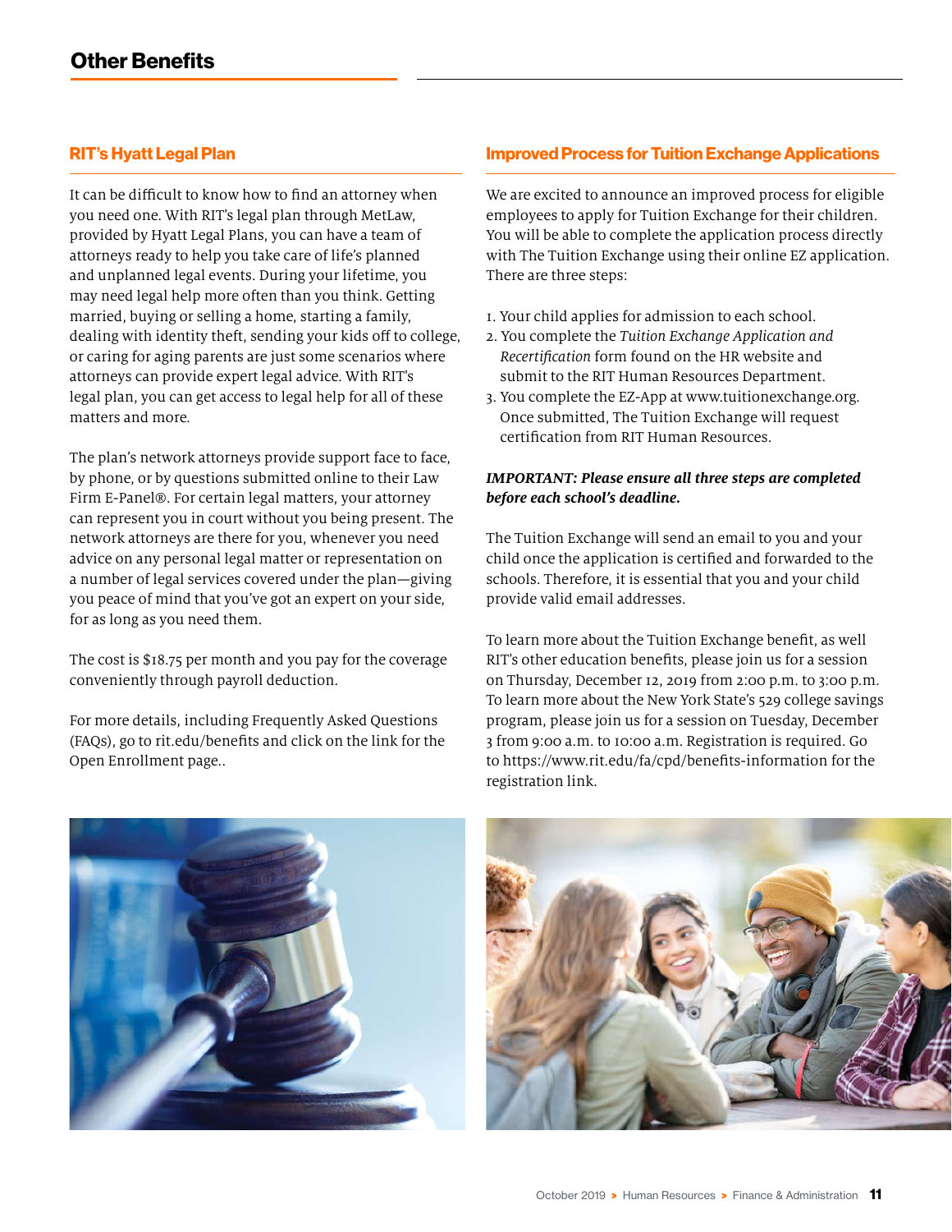# Other Benefits

## RIT's Hyatt Legal Plan

It can be difficult to know how to find an attorney when you need one. With RIT's legal plan through MetLaw, provided by Hyatt Legal Plans, you can have a team of attorneys ready to help you take care of life's planned and unplanned legal events. During your lifetime, you may need legal help more often than you think. Getting married, buying or selling a home, starting a family, dealing with identity theft, sending your kids off to college, or caring for aging parents are just some scenarios where attorneys can provide expert legal advice. With RIT's legal plan, you can get access to legal help for all of these matters and more.

The plan's network attorneys provide support face to face, by phone, or by questions submitted online to their Law Firm E-Panel®. For certain legal matters, your attorney can represent you in court without you being present. The network attorneys are there for you, whenever you need advice on any personal legal matter or representation on a number of legal services covered under the plan—giving you peace of mind that you've got an expert on your side, for as long as you need them.

The cost is $18.75 per month and you pay for the coverage conveniently through payroll deduction.

For more details, including Frequently Asked Questions (FAQs), go to rit.edu/benefits and click on the link for the Open Enrollment page..

## Improved Process for Tuition Exchange Applications

We are excited to announce an improved process for eligible employees to apply for Tuition Exchange for their children. You will be able to complete the application process directly with The Tuition Exchange using their online EZ application. There are three steps:

1. Your child applies for admission to each school.
2. You complete the *Tuition Exchange Application and Recertification* form found on the HR website and submit to the RIT Human Resources Department.
3. You complete the EZ-App at www.tuitionexchange.org. Once submitted, The Tuition Exchange will request certification from RIT Human Resources.

***IMPORTANT: Please ensure all three steps are completed before each school's deadline.***

The Tuition Exchange will send an email to you and your child once the application is certified and forwarded to the schools. Therefore, it is essential that you and your child provide valid email addresses.

To learn more about the Tuition Exchange benefit, as well RIT's other education benefits, please join us for a session on Thursday, December 12, 2019 from 2:00 p.m. to 3:00 p.m. To learn more about the New York State's 529 college savings program, please join us for a session on Tuesday, December 3 from 9:00 a.m. to 10:00 a.m. Registration is required. Go to https://www.rit.edu/fa/cpd/benefits-information for the registration link.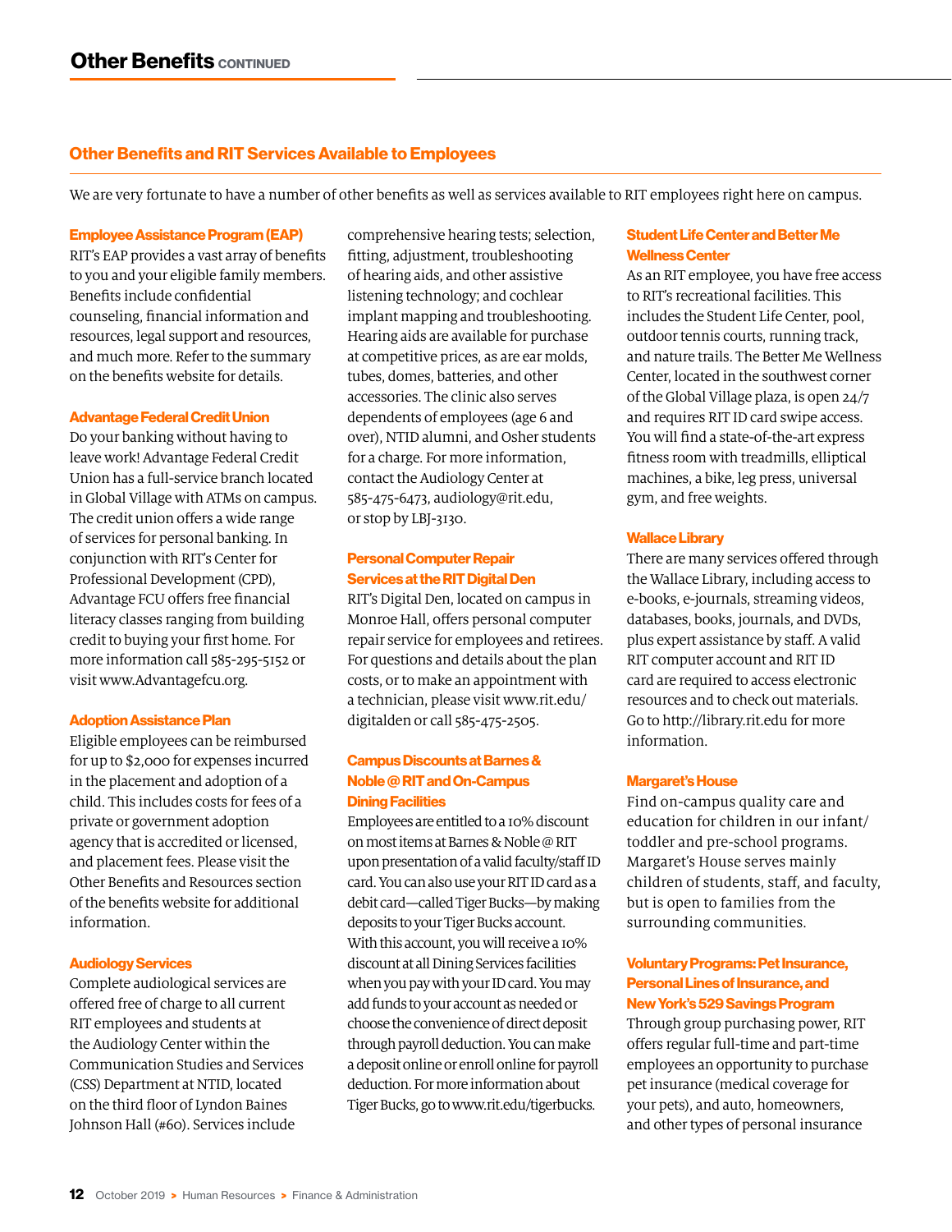# Other Benefits CONTINUED

## Other Benefits and RIT Services Available to Employees

We are very fortunate to have a number of other benefits as well as services available to RIT employees right here on campus.

### Employee Assistance Program (EAP)

RIT's EAP provides a vast array of benefits to you and your eligible family members. Benefits include confidential counseling, financial information and resources, legal support and resources, and much more. Refer to the summary on the benefits website for details.

### Advantage Federal Credit Union

Do your banking without having to leave work! Advantage Federal Credit Union has a full-service branch located in Global Village with ATMs on campus. The credit union offers a wide range of services for personal banking. In conjunction with RIT's Center for Professional Development (CPD), Advantage FCU offers free financial literacy classes ranging from building credit to buying your first home. For more information call 585-295-5152 or visit www.Advantagefcu.org.

### Adoption Assistance Plan

Eligible employees can be reimbursed for up to $2,000 for expenses incurred in the placement and adoption of a child. This includes costs for fees of a private or government adoption agency that is accredited or licensed, and placement fees. Please visit the Other Benefits and Resources section of the benefits website for additional information.

### Audiology Services

Complete audiological services are offered free of charge to all current RIT employees and students at the Audiology Center within the Communication Studies and Services (CSS) Department at NTID, located on the third floor of Lyndon Baines Johnson Hall (#60). Services include comprehensive hearing tests; selection, fitting, adjustment, troubleshooting of hearing aids, and other assistive listening technology; and cochlear implant mapping and troubleshooting. Hearing aids are available for purchase at competitive prices, as are ear molds, tubes, domes, batteries, and other accessories. The clinic also serves dependents of employees (age 6 and over), NTID alumni, and Osher students for a charge. For more information, contact the Audiology Center at 585-475-6473, audiology@rit.edu, or stop by LBJ-3130.

### Personal Computer Repair Services at the RIT Digital Den

RIT's Digital Den, located on campus in Monroe Hall, offers personal computer repair service for employees and retirees. For questions and details about the plan costs, or to make an appointment with a technician, please visit www.rit.edu/digitalden or call 585-475-2505.

### Campus Discounts at Barnes & Noble @ RIT and On-Campus Dining Facilities

Employees are entitled to a 10% discount on most items at Barnes & Noble @ RIT upon presentation of a valid faculty/staff ID card. You can also use your RIT ID card as a debit card—called Tiger Bucks—by making deposits to your Tiger Bucks account. With this account, you will receive a 10% discount at all Dining Services facilities when you pay with your ID card. You may add funds to your account as needed or choose the convenience of direct deposit through payroll deduction. You can make a deposit online or enroll online for payroll deduction. For more information about Tiger Bucks, go to www.rit.edu/tigerbucks.

### Student Life Center and Better Me Wellness Center

As an RIT employee, you have free access to RIT's recreational facilities. This includes the Student Life Center, pool, outdoor tennis courts, running track, and nature trails. The Better Me Wellness Center, located in the southwest corner of the Global Village plaza, is open 24/7 and requires RIT ID card swipe access. You will find a state-of-the-art express fitness room with treadmills, elliptical machines, a bike, leg press, universal gym, and free weights.

### Wallace Library

There are many services offered through the Wallace Library, including access to e-books, e-journals, streaming videos, databases, books, journals, and DVDs, plus expert assistance by staff. A valid RIT computer account and RIT ID card are required to access electronic resources and to check out materials. Go to http://library.rit.edu for more information.

### Margaret's House

Find on-campus quality care and education for children in our infant/toddler and pre-school programs. Margaret's House serves mainly children of students, staff, and faculty, but is open to families from the surrounding communities.

### Voluntary Programs: Pet Insurance, Personal Lines of Insurance, and New York's 529 Savings Program

Through group purchasing power, RIT offers regular full-time and part-time employees an opportunity to purchase pet insurance (medical coverage for your pets), and auto, homeowners, and other types of personal insurance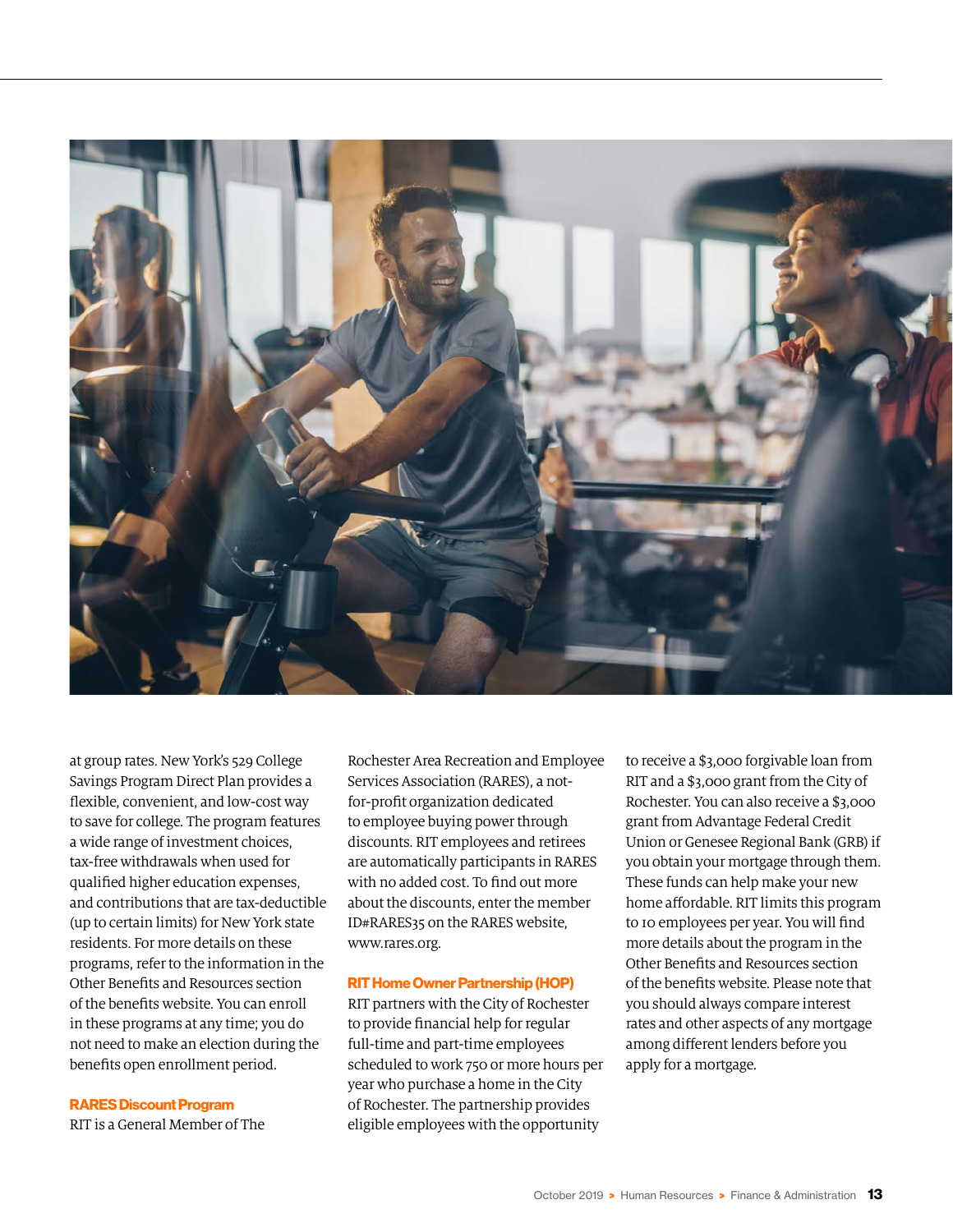at group rates. New York's 529 College Savings Program Direct Plan provides a flexible, convenient, and low-cost way to save for college. The program features a wide range of investment choices, tax-free withdrawals when used for qualified higher education expenses, and contributions that are tax-deductible (up to certain limits) for New York state residents. For more details on these programs, refer to the information in the Other Benefits and Resources section of the benefits website. You can enroll in these programs at any time; you do not need to make an election during the benefits open enrollment period.

### RARES Discount Program

RIT is a General Member of The Rochester Area Recreation and Employee Services Association (RARES), a not-for-profit organization dedicated to employee buying power through discounts. RIT employees and retirees are automatically participants in RARES with no added cost. To find out more about the discounts, enter the member ID#RARES35 on the RARES website, www.rares.org.

### RIT Home Owner Partnership (HOP)

RIT partners with the City of Rochester to provide financial help for regular full-time and part-time employees scheduled to work 750 or more hours per year who purchase a home in the City of Rochester. The partnership provides eligible employees with the opportunity to receive a $3,000 forgivable loan from RIT and a $3,000 grant from the City of Rochester. You can also receive a $3,000 grant from Advantage Federal Credit Union or Genesee Regional Bank (GRB) if you obtain your mortgage through them. These funds can help make your new home affordable. RIT limits this program to 10 employees per year. You will find more details about the program in the Other Benefits and Resources section of the benefits website. Please note that you should always compare interest rates and other aspects of any mortgage among different lenders before you apply for a mortgage.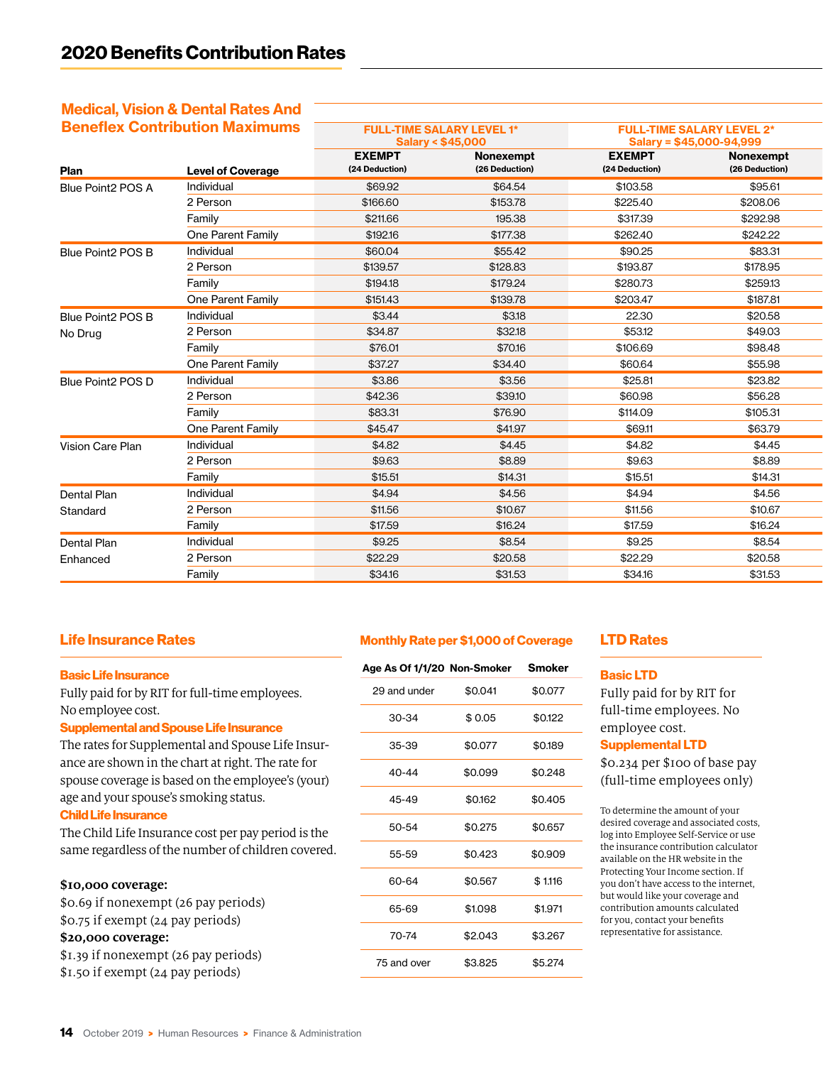# 2020 Benefits Contribution Rates

## Medical, Vision & Dental Rates And Beneflex Contribution Maximums

| Plan | Level of Coverage | FULL-TIME SALARY LEVEL 1* Salary < $45,000 | | FULL-TIME SALARY LEVEL 2* Salary = $45,000-94,999 | |
|---|---|---|---|---|---|
| | | EXEMPT (24 Deduction) | Nonexempt (26 Deduction) | EXEMPT (24 Deduction) | Nonexempt (26 Deduction) |
| Blue Point2 POS A | Individual | $69.92 | $64.54 | $103.58 | $95.61 |
| | 2 Person | $166.60 | $153.78 | $225.40 | $208.06 |
| | Family | $211.66 | 195.38 | $317.39 | $292.98 |
| | One Parent Family | $192.16 | $177.38 | $262.40 | $242.22 |
| Blue Point2 POS B | Individual | $60.04 | $55.42 | $90.25 | $83.31 |
| | 2 Person | $139.57 | $128.83 | $193.87 | $178.95 |
| | Family | $194.18 | $179.24 | $280.73 | $259.13 |
| | One Parent Family | $151.43 | $139.78 | $203.47 | $187.81 |
| Blue Point2 POS B No Drug | Individual | $3.44 | $3.18 | 22.30 | $20.58 |
| | 2 Person | $34.87 | $32.18 | $53.12 | $49.03 |
| | Family | $76.01 | $70.16 | $106.69 | $98.48 |
| | One Parent Family | $37.27 | $34.40 | $60.64 | $55.98 |
| Blue Point2 POS D | Individual | $3.86 | $3.56 | $25.81 | $23.82 |
| | 2 Person | $42.36 | $39.10 | $60.98 | $56.28 |
| | Family | $83.31 | $76.90 | $114.09 | $105.31 |
| | One Parent Family | $45.47 | $41.97 | $69.11 | $63.79 |
| Vision Care Plan | Individual | $4.82 | $4.45 | $4.82 | $4.45 |
| | 2 Person | $9.63 | $8.89 | $9.63 | $8.89 |
| | Family | $15.51 | $14.31 | $15.51 | $14.31 |
| Dental Plan Standard | Individual | $4.94 | $4.56 | $4.94 | $4.56 |
| | 2 Person | $11.56 | $10.67 | $11.56 | $10.67 |
| | Family | $17.59 | $16.24 | $17.59 | $16.24 |
| Dental Plan Enhanced | Individual | $9.25 | $8.54 | $9.25 | $8.54 |
| | 2 Person | $22.29 | $20.58 | $22.29 | $20.58 |
| | Family | $34.16 | $31.53 | $34.16 | $31.53 |

## Life Insurance Rates

### Basic Life Insurance

Fully paid for by RIT for full-time employees. No employee cost.

### Supplemental and Spouse Life Insurance

The rates for Supplemental and Spouse Life Insurance are shown in the chart at right. The rate for spouse coverage is based on the employee's (your) age and your spouse's smoking status.

### Child Life Insurance

The Child Life Insurance cost per pay period is the same regardless of the number of children covered.

**$10,000 coverage:**
$0.69 if nonexempt (26 pay periods)
$0.75 if exempt (24 pay periods)
**$20,000 coverage:**
$1.39 if nonexempt (26 pay periods)
$1.50 if exempt (24 pay periods)

### Monthly Rate per $1,000 of Coverage

| Age As Of 1/1/20 | Non-Smoker | Smoker |
|---|---|---|
| 29 and under | $0.041 | $0.077 |
| 30-34 | $ 0.05 | $0.122 |
| 35-39 | $0.077 | $0.189 |
| 40-44 | $0.099 | $0.248 |
| 45-49 | $0.162 | $0.405 |
| 50-54 | $0.275 | $0.657 |
| 55-59 | $0.423 | $0.909 |
| 60-64 | $0.567 | $ 1.116 |
| 65-69 | $1.098 | $1.971 |
| 70-74 | $2.043 | $3.267 |
| 75 and over | $3.825 | $5.274 |

## LTD Rates

### Basic LTD

Fully paid for by RIT for full-time employees. No employee cost.

### Supplemental LTD

$0.234 per $100 of base pay (full-time employees only)

To determine the amount of your desired coverage and associated costs, log into Employee Self-Service or use the insurance contribution calculator available on the HR website in the Protecting Your Income section. If you don't have access to the internet, but would like your coverage and contribution amounts calculated for you, contact your benefits representative for assistance.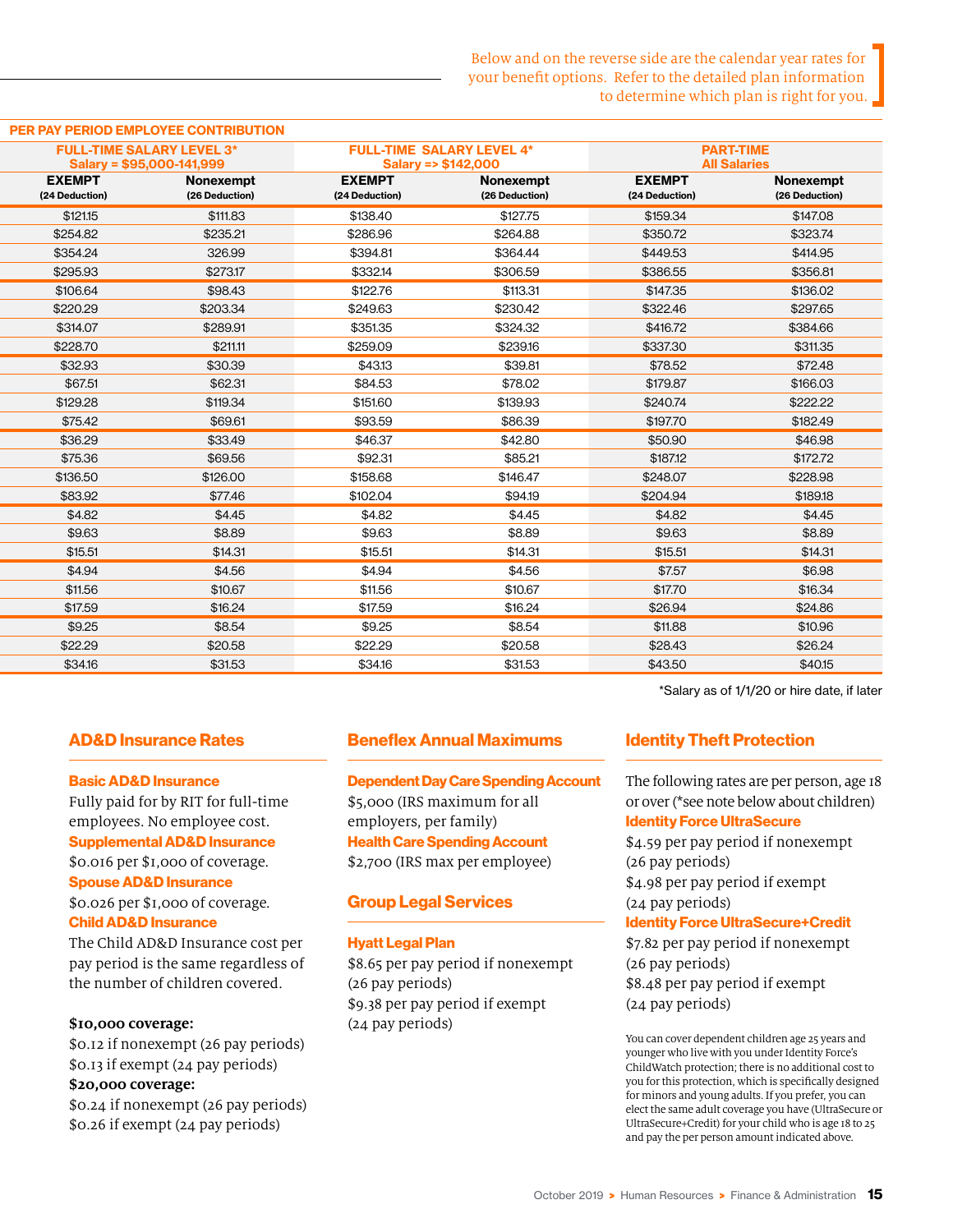Below and on the reverse side are the calendar year rates for your benefit options. Refer to the detailed plan information to determine which plan is right for you.

**PER PAY PERIOD EMPLOYEE CONTRIBUTION**

| FULL-TIME SALARY LEVEL 3* Salary = $95,000-141,999 | | FULL-TIME SALARY LEVEL 4* Salary => $142,000 | | PART-TIME All Salaries | |
|---|---|---|---|---|---|
| EXEMPT (24 Deduction) | Nonexempt (26 Deduction) | EXEMPT (24 Deduction) | Nonexempt (26 Deduction) | EXEMPT (24 Deduction) | Nonexempt (26 Deduction) |
| $121.15 | $111.83 | $138.40 | $127.75 | $159.34 | $147.08 |
| $254.82 | $235.21 | $286.96 | $264.88 | $350.72 | $323.74 |
| $354.24 | 326.99 | $394.81 | $364.44 | $449.53 | $414.95 |
| $295.93 | $273.17 | $332.14 | $306.59 | $386.55 | $356.81 |
| $106.64 | $98.43 | $122.76 | $113.31 | $147.35 | $136.02 |
| $220.29 | $203.34 | $249.63 | $230.42 | $322.46 | $297.65 |
| $314.07 | $289.91 | $351.35 | $324.32 | $416.72 | $384.66 |
| $228.70 | $211.11 | $259.09 | $239.16 | $337.30 | $311.35 |
| $32.93 | $30.39 | $43.13 | $39.81 | $78.52 | $72.48 |
| $67.51 | $62.31 | $84.53 | $78.02 | $179.87 | $166.03 |
| $129.28 | $119.34 | $151.60 | $139.93 | $240.74 | $222.22 |
| $75.42 | $69.61 | $93.59 | $86.39 | $197.70 | $182.49 |
| $36.29 | $33.49 | $46.37 | $42.80 | $50.90 | $46.98 |
| $75.36 | $69.56 | $92.31 | $85.21 | $187.12 | $172.72 |
| $136.50 | $126.00 | $158.68 | $146.47 | $248.07 | $228.98 |
| $83.92 | $77.46 | $102.04 | $94.19 | $204.94 | $189.18 |
| $4.82 | $4.45 | $4.82 | $4.45 | $4.82 | $4.45 |
| $9.63 | $8.89 | $9.63 | $8.89 | $9.63 | $8.89 |
| $15.51 | $14.31 | $15.51 | $14.31 | $15.51 | $14.31 |
| $4.94 | $4.56 | $4.94 | $4.56 | $7.57 | $6.98 |
| $11.56 | $10.67 | $11.56 | $10.67 | $17.70 | $16.34 |
| $17.59 | $16.24 | $17.59 | $16.24 | $26.94 | $24.86 |
| $9.25 | $8.54 | $9.25 | $8.54 | $11.88 | $10.96 |
| $22.29 | $20.58 | $22.29 | $20.58 | $28.43 | $26.24 |
| $34.16 | $31.53 | $34.16 | $31.53 | $43.50 | $40.15 |

*Salary as of 1/1/20 or hire date, if later

## AD&D Insurance Rates

**Basic AD&D Insurance**
Fully paid for by RIT for full-time employees. No employee cost.

**Supplemental AD&D Insurance**
$0.016 per $1,000 of coverage.

**Spouse AD&D Insurance**
$0.026 per $1,000 of coverage.

**Child AD&D Insurance**
The Child AD&D Insurance cost per pay period is the same regardless of the number of children covered.

**$10,000 coverage:**
$0.12 if nonexempt (26 pay periods)
$0.13 if exempt (24 pay periods)

**$20,000 coverage:**
$0.24 if nonexempt (26 pay periods)
$0.26 if exempt (24 pay periods)

## Beneflex Annual Maximums

**Dependent Day Care Spending Account**
$5,000 (IRS maximum for all employers, per family)

**Health Care Spending Account**
$2,700 (IRS max per employee)

## Group Legal Services

**Hyatt Legal Plan**
$8.65 per pay period if nonexempt (26 pay periods)
$9.38 per pay period if exempt (24 pay periods)

## Identity Theft Protection

The following rates are per person, age 18 or over (*see note below about children)

**Identity Force UltraSecure**
$4.59 per pay period if nonexempt (26 pay periods)
$4.98 per pay period if exempt (24 pay periods)

**Identity Force UltraSecure+Credit**
$7.82 per pay period if nonexempt (26 pay periods)
$8.48 per pay period if exempt (24 pay periods)

You can cover dependent children age 25 years and younger who live with you under Identity Force's ChildWatch protection; there is no additional cost to you for this protection, which is specifically designed for minors and young adults. If you prefer, you can elect the same adult coverage you have (UltraSecure or UltraSecure+Credit) for your child who is age 18 to 25 and pay the per person amount indicated above.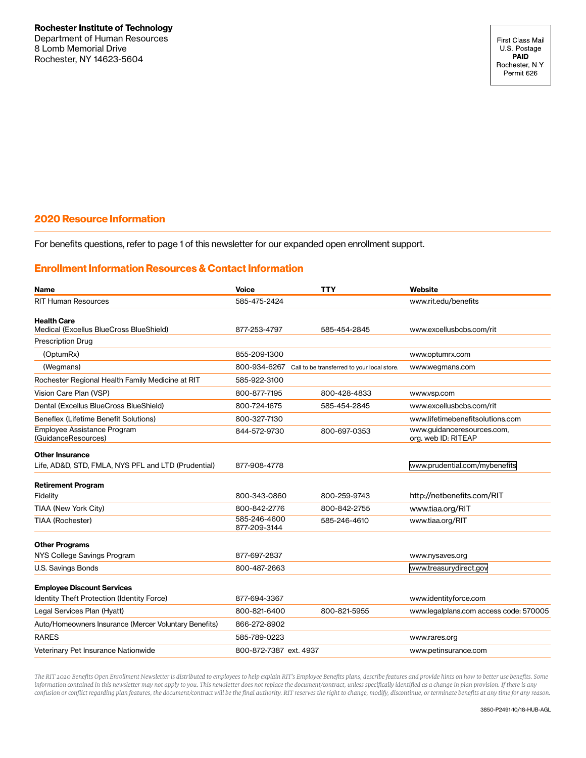**Rochester Institute of Technology**
Department of Human Resources
8 Lomb Memorial Drive
Rochester, NY 14623-5604

First Class Mail
U.S. Postage
**PAID**
Rochester, N.Y.
Permit 626

## 2020 Resource Information

For benefits questions, refer to page 1 of this newsletter for our expanded open enrollment support.

## Enrollment Information Resources & Contact Information

| Name | Voice | TTY | Website |
|---|---|---|---|
| RIT Human Resources | 585-475-2424 | | www.rit.edu/benefits |
| **Health Care** | | | |
| Medical (Excellus BlueCross BlueShield) | 877-253-4797 | 585-454-2845 | www.excellusbcbs.com/rit |
| Prescription Drug | | | |
| (OptumRx) | 855-209-1300 | | www.optumrx.com |
| (Wegmans) | 800-934-6267 | Call to be transferred to your local store. | www.wegmans.com |
| Rochester Regional Health Family Medicine at RIT | 585-922-3100 | | |
| Vision Care Plan (VSP) | 800-877-7195 | 800-428-4833 | www.vsp.com |
| Dental (Excellus BlueCross BlueShield) | 800-724-1675 | 585-454-2845 | www.excellusbcbs.com/rit |
| Beneflex (Lifetime Benefit Solutions) | 800-327-7130 | | www.lifetimebenefitsolutions.com |
| Employee Assistance Program (GuidanceResources) | 844-572-9730 | 800-697-0353 | www.guidanceresources.com, org. web ID: RITEAP |
| **Other Insurance** | | | |
| Life, AD&D, STD, FMLA, NYS PFL and LTD (Prudential) | 877-908-4778 | | www.prudential.com/mybenefits |
| **Retirement Program** | | | |
| Fidelity | 800-343-0860 | 800-259-9743 | http://netbenefits.com/RIT |
| TIAA (New York City) | 800-842-2776 | 800-842-2755 | www.tiaa.org/RIT |
| TIAA (Rochester) | 585-246-4600 877-209-3144 | 585-246-4610 | www.tiaa.org/RIT |
| **Other Programs** | | | |
| NYS College Savings Program | 877-697-2837 | | www.nysaves.org |
| U.S. Savings Bonds | 800-487-2663 | | www.treasurydirect.gov |
| **Employee Discount Services** | | | |
| Identity Theft Protection (Identity Force) | 877-694-3367 | | www.identityforce.com |
| Legal Services Plan (Hyatt) | 800-821-6400 | 800-821-5955 | www.legalplans.com access code: 570005 |
| Auto/Homeowners Insurance (Mercer Voluntary Benefits) | 866-272-8902 | | |
| RARES | 585-789-0223 | | www.rares.org |
| Veterinary Pet Insurance Nationwide | 800-872-7387 ext. 4937 | | www.petinsurance.com |

*The RIT 2020 Benefits Open Enrollment Newsletter is distributed to employees to help explain RIT's Employee Benefits plans, describe features and provide hints on how to better use benefits. Some information contained in this newsletter may not apply to you. This newsletter does not replace the document/contract, unless specifically identified as a change in plan provision. If there is any confusion or conflict regarding plan features, the document/contract will be the final authority. RIT reserves the right to change, modify, discontinue, or terminate benefits at any time for any reason.*

3850-P2491-10/18-HUB-AGL